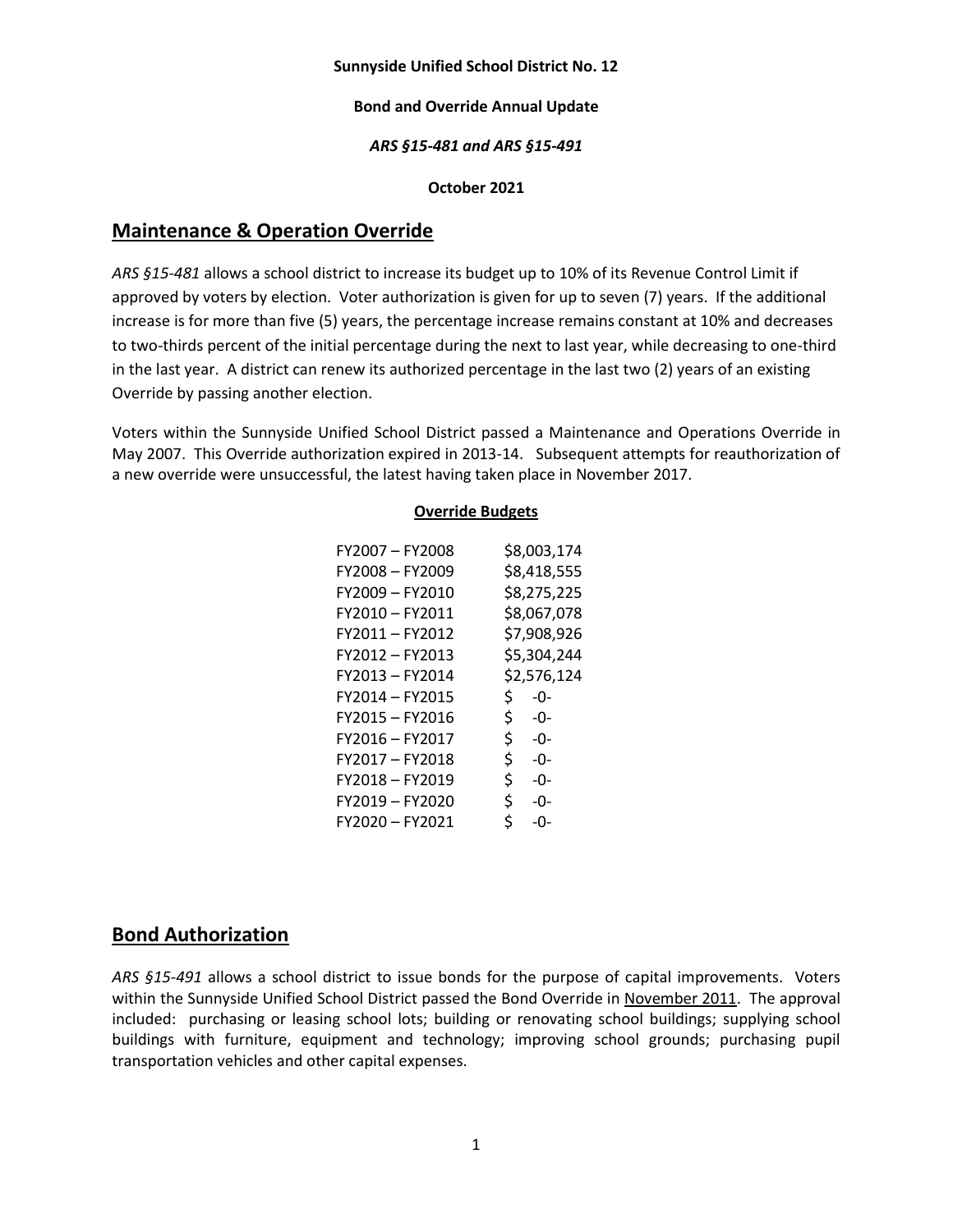**Sunnyside Unified School District No. 12**

**Bond and Override Annual Update**

***ARS §15-481 and ARS §15-491***

**October 2021**

## Maintenance & Operation Override

*ARS §15-481* allows a school district to increase its budget up to 10% of its Revenue Control Limit if approved by voters by election. Voter authorization is given for up to seven (7) years. If the additional increase is for more than five (5) years, the percentage increase remains constant at 10% and decreases to two-thirds percent of the initial percentage during the next to last year, while decreasing to one-third in the last year. A district can renew its authorized percentage in the last two (2) years of an existing Override by passing another election.

Voters within the Sunnyside Unified School District passed a Maintenance and Operations Override in May 2007. This Override authorization expired in 2013-14. Subsequent attempts for reauthorization of a new override were unsuccessful, the latest having taken place in November 2017.

**Override Budgets**

| Fiscal Year | Amount |
|---|---|
| FY2007 – FY2008 | $8,003,174 |
| FY2008 – FY2009 | $8,418,555 |
| FY2009 – FY2010 | $8,275,225 |
| FY2010 – FY2011 | $8,067,078 |
| FY2011 – FY2012 | $7,908,926 |
| FY2012 – FY2013 | $5,304,244 |
| FY2013 – FY2014 | $2,576,124 |
| FY2014 – FY2015 | $ -0- |
| FY2015 – FY2016 | $ -0- |
| FY2016 – FY2017 | $ -0- |
| FY2017 – FY2018 | $ -0- |
| FY2018 – FY2019 | $ -0- |
| FY2019 – FY2020 | $ -0- |
| FY2020 – FY2021 | $ -0- |

## Bond Authorization

*ARS §15-491* allows a school district to issue bonds for the purpose of capital improvements. Voters within the Sunnyside Unified School District passed the Bond Override in November 2011. The approval included: purchasing or leasing school lots; building or renovating school buildings; supplying school buildings with furniture, equipment and technology; improving school grounds; purchasing pupil transportation vehicles and other capital expenses.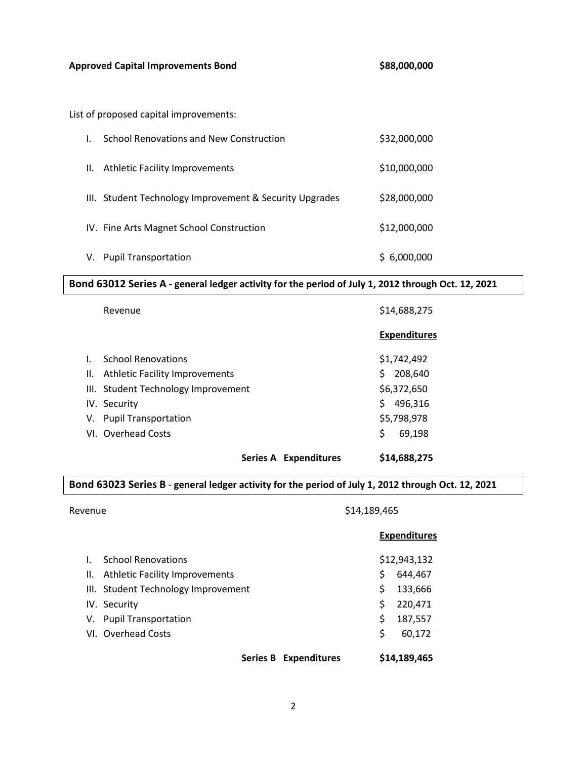**Approved Capital Improvements Bond** **$88,000,000**

List of proposed capital improvements:

| | | |
|---|---|---|
| I. | School Renovations and New Construction | $32,000,000 |
| II. | Athletic Facility Improvements | $10,000,000 |
| III. | Student Technology Improvement & Security Upgrades | $28,000,000 |
| IV. | Fine Arts Magnet School Construction | $12,000,000 |
| V. | Pupil Transportation | $ 6,000,000 |

**Bond 63012 Series A - general ledger activity for the period of July 1, 2012 through Oct. 12, 2021**

| | | |
|---|---|---|
| | Revenue | $14,688,275 |
| | | **Expenditures** |
| I. | School Renovations | $1,742,492 |
| II. | Athletic Facility Improvements | $ 208,640 |
| III. | Student Technology Improvement | $6,372,650 |
| IV. | Security | $ 496,316 |
| V. | Pupil Transportation | $5,798,978 |
| VI. | Overhead Costs | $ 69,198 |
| | **Series A Expenditures** | **$14,688,275** |

**Bond 63023 Series B - general ledger activity for the period of July 1, 2012 through Oct. 12, 2021**

| | | |
|---|---|---|
| | Revenue | $14,189,465 |
| | | **Expenditures** |
| I. | School Renovations | $12,943,132 |
| II. | Athletic Facility Improvements | $ 644,467 |
| III. | Student Technology Improvement | $ 133,666 |
| IV. | Security | $ 220,471 |
| V. | Pupil Transportation | $ 187,557 |
| VI. | Overhead Costs | $ 60,172 |
| | **Series B Expenditures** | **$14,189,465** |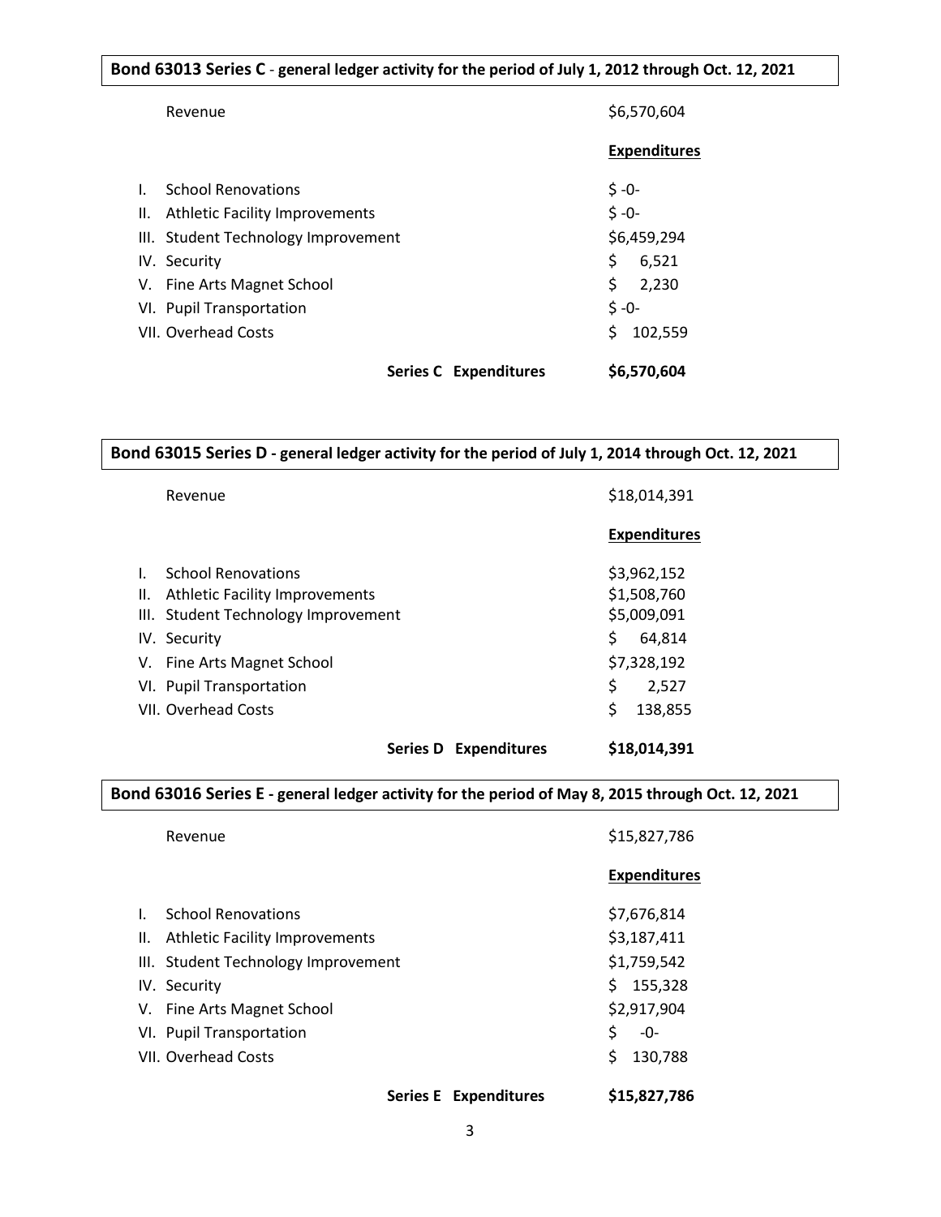## Bond 63013 Series C - general ledger activity for the period of July 1, 2012 through Oct. 12, 2021

| | |
|---|---|
| Revenue | $6,570,604 |
| | **Expenditures** |
| I. School Renovations | $ -0- |
| II. Athletic Facility Improvements | $ -0- |
| III. Student Technology Improvement | $6,459,294 |
| IV. Security | $ 6,521 |
| V. Fine Arts Magnet School | $ 2,230 |
| VI. Pupil Transportation | $ -0- |
| VII. Overhead Costs | $ 102,559 |
| **Series C Expenditures** | **$6,570,604** |

## Bond 63015 Series D - general ledger activity for the period of July 1, 2014 through Oct. 12, 2021

| | |
|---|---|
| Revenue | $18,014,391 |
| | **Expenditures** |
| I. School Renovations | $3,962,152 |
| II. Athletic Facility Improvements | $1,508,760 |
| III. Student Technology Improvement | $5,009,091 |
| IV. Security | $ 64,814 |
| V. Fine Arts Magnet School | $7,328,192 |
| VI. Pupil Transportation | $ 2,527 |
| VII. Overhead Costs | $ 138,855 |
| **Series D Expenditures** | **$18,014,391** |

## Bond 63016 Series E - general ledger activity for the period of May 8, 2015 through Oct. 12, 2021

| | |
|---|---|
| Revenue | $15,827,786 |
| | **Expenditures** |
| I. School Renovations | $7,676,814 |
| II. Athletic Facility Improvements | $3,187,411 |
| III. Student Technology Improvement | $1,759,542 |
| IV. Security | $ 155,328 |
| V. Fine Arts Magnet School | $2,917,904 |
| VI. Pupil Transportation | $ -0- |
| VII. Overhead Costs | $ 130,788 |
| **Series E Expenditures** | **$15,827,786** |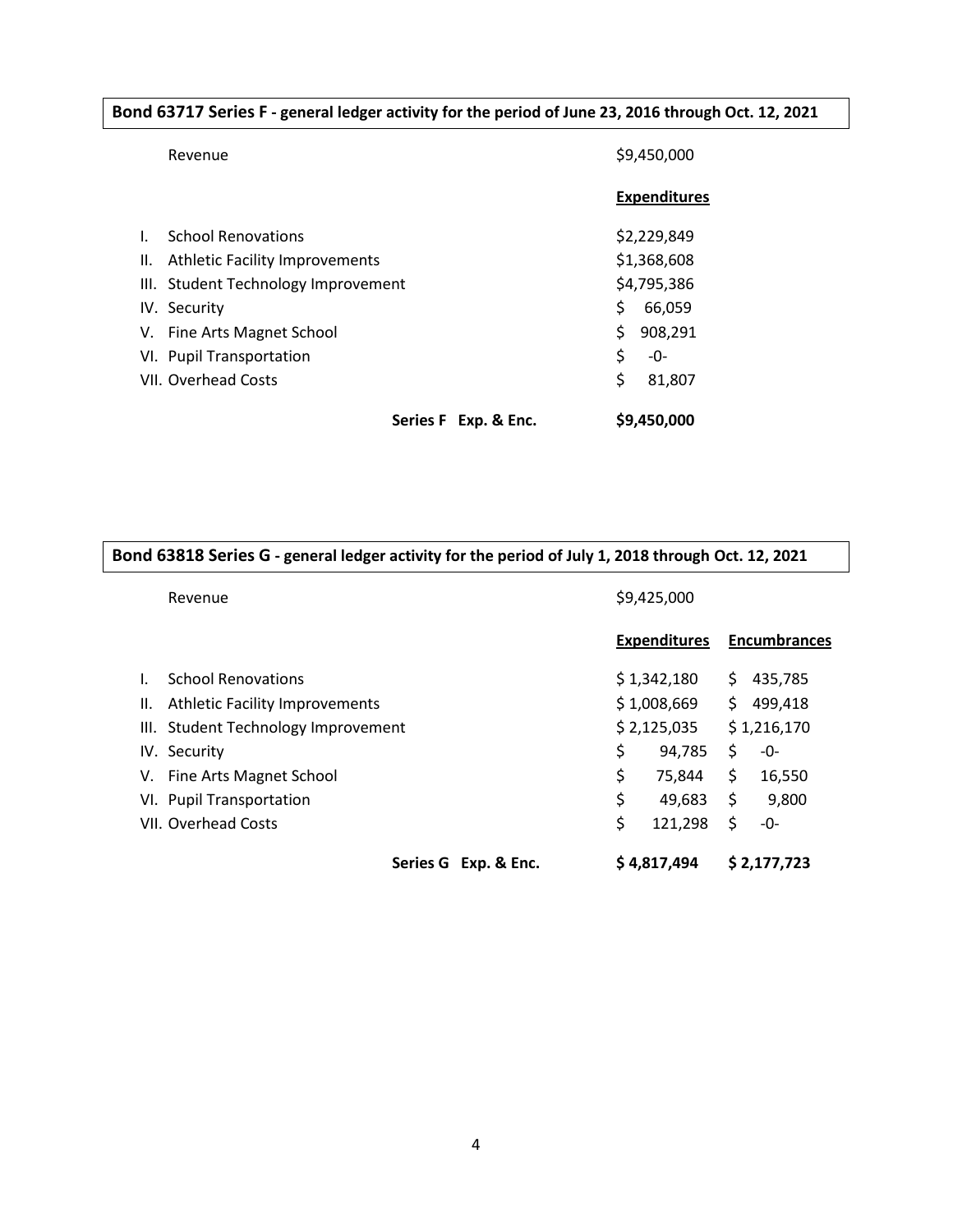**Bond 63717 Series F - general ledger activity for the period of June 23, 2016 through Oct. 12, 2021**

| | | |
|---|---|---|
| Revenue | | $9,450,000 |
| | | **Expenditures** |
| I. | School Renovations | $2,229,849 |
| II. | Athletic Facility Improvements | $1,368,608 |
| III. | Student Technology Improvement | $4,795,386 |
| IV. | Security | $ 66,059 |
| V. | Fine Arts Magnet School | $ 908,291 |
| VI. | Pupil Transportation | $ -0- |
| VII. | Overhead Costs | $ 81,807 |
| | **Series F Exp. & Enc.** | **$9,450,000** |

**Bond 63818 Series G - general ledger activity for the period of July 1, 2018 through Oct. 12, 2021**

| | | | |
|---|---|---|---|
| Revenue | | $9,425,000 | |
| | | **Expenditures** | **Encumbrances** |
| I. | School Renovations | $ 1,342,180 | $ 435,785 |
| II. | Athletic Facility Improvements | $ 1,008,669 | $ 499,418 |
| III. | Student Technology Improvement | $ 2,125,035 | $ 1,216,170 |
| IV. | Security | $ 94,785 | $ -0- |
| V. | Fine Arts Magnet School | $ 75,844 | $ 16,550 |
| VI. | Pupil Transportation | $ 49,683 | $ 9,800 |
| VII. | Overhead Costs | $ 121,298 | $ -0- |
| | **Series G Exp. & Enc.** | **$ 4,817,494** | **$ 2,177,723** |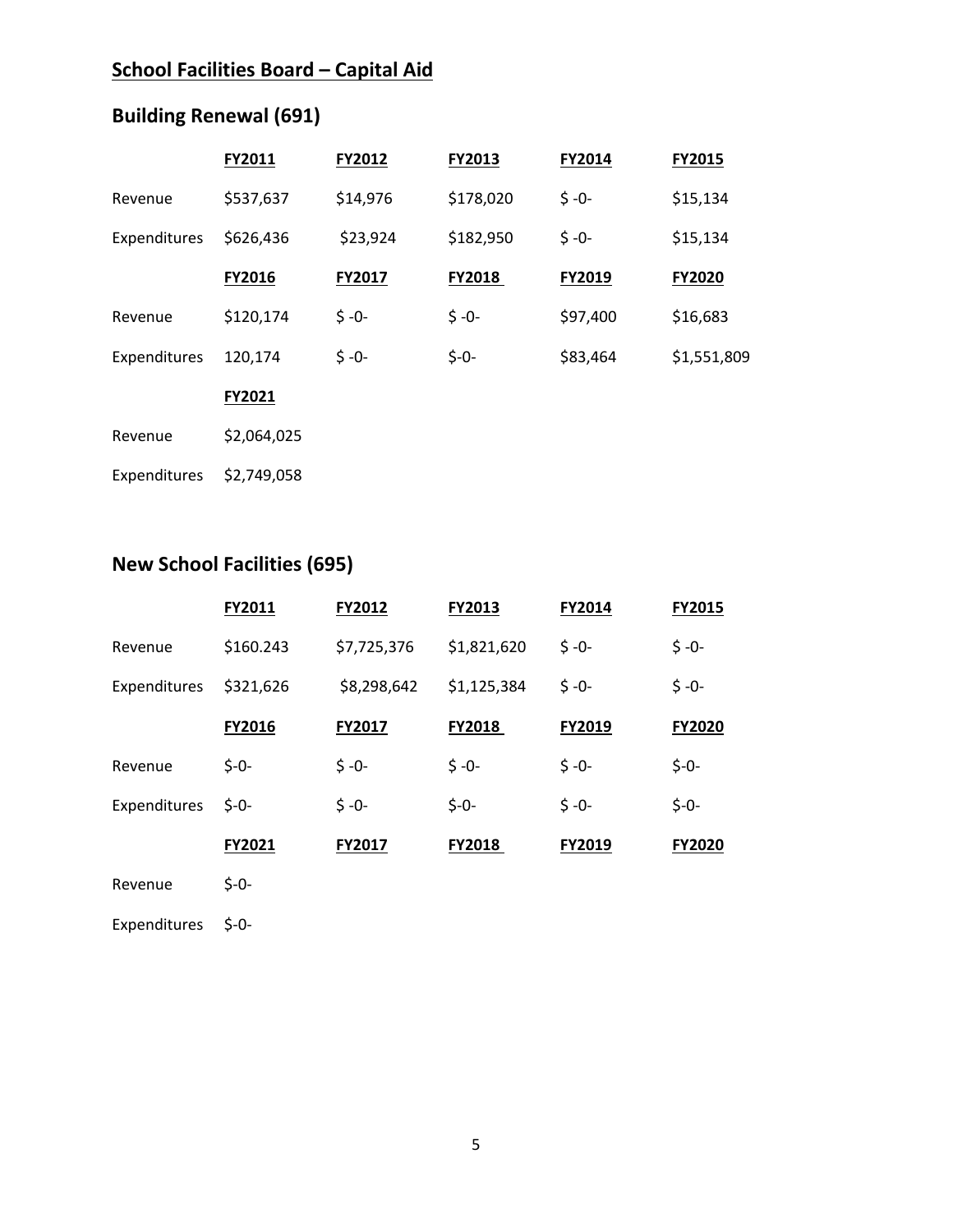# School Facilities Board – Capital Aid

## Building Renewal (691)

| | FY2011 | FY2012 | FY2013 | FY2014 | FY2015 |
|---|---|---|---|---|---|
| Revenue | $537,637 | $14,976 | $178,020 | $ -0- | $15,134 |
| Expenditures | $626,436 | $23,924 | $182,950 | $ -0- | $15,134 |
| | **FY2016** | **FY2017** | **FY2018** | **FY2019** | **FY2020** |
| Revenue | $120,174 | $ -0- | $ -0- | $97,400 | $16,683 |
| Expenditures | 120,174 | $ -0- | $-0- | $83,464 | $1,551,809 |
| | **FY2021** | | | | |
| Revenue | $2,064,025 | | | | |
| Expenditures | $2,749,058 | | | | |

## New School Facilities (695)

| | FY2011 | FY2012 | FY2013 | FY2014 | FY2015 |
|---|---|---|---|---|---|
| Revenue | $160.243 | $7,725,376 | $1,821,620 | $ -0- | $ -0- |
| Expenditures | $321,626 | $8,298,642 | $1,125,384 | $ -0- | $ -0- |
| | **FY2016** | **FY2017** | **FY2018** | **FY2019** | **FY2020** |
| Revenue | $-0- | $ -0- | $ -0- | $ -0- | $-0- |
| Expenditures | $-0- | $ -0- | $-0- | $ -0- | $-0- |
| | **FY2021** | **FY2017** | **FY2018** | **FY2019** | **FY2020** |
| Revenue | $-0- | | | | |
| Expenditures | $-0- | | | | |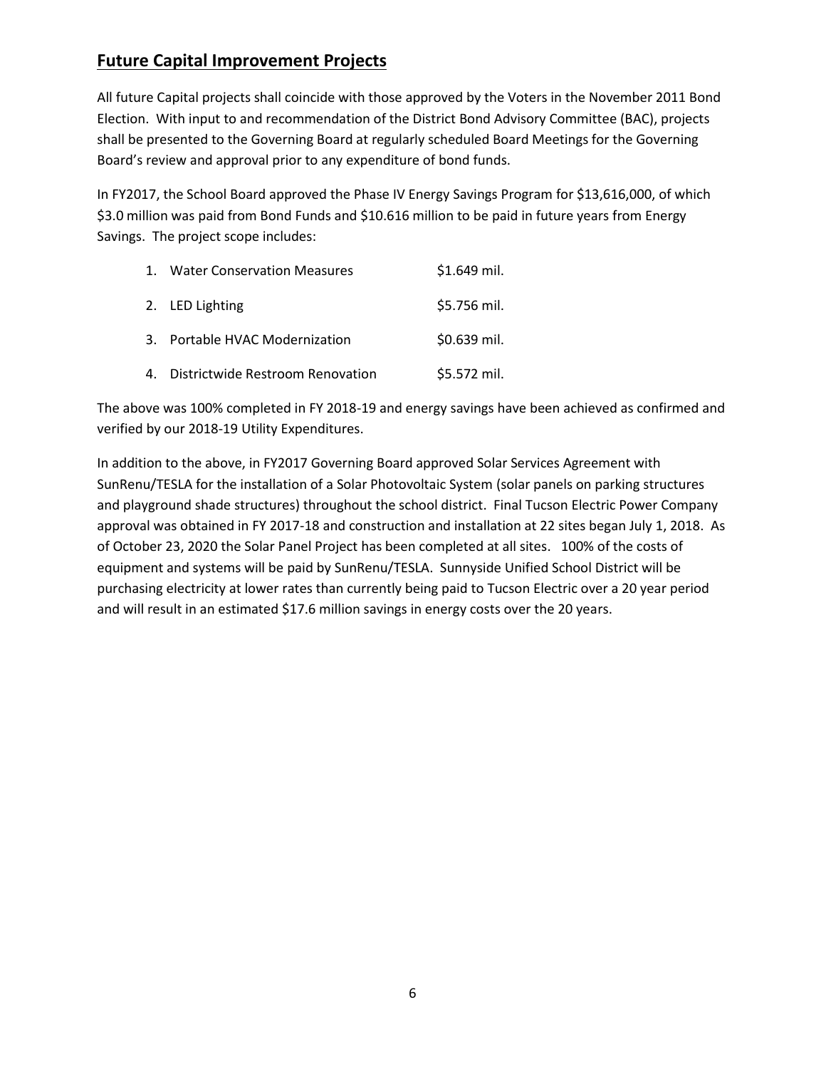## Future Capital Improvement Projects

All future Capital projects shall coincide with those approved by the Voters in the November 2011 Bond Election. With input to and recommendation of the District Bond Advisory Committee (BAC), projects shall be presented to the Governing Board at regularly scheduled Board Meetings for the Governing Board's review and approval prior to any expenditure of bond funds.

In FY2017, the School Board approved the Phase IV Energy Savings Program for $13,616,000, of which $3.0 million was paid from Bond Funds and $10.616 million to be paid in future years from Energy Savings. The project scope includes:

1. Water Conservation Measures $1.649 mil.
2. LED Lighting $5.756 mil.
3. Portable HVAC Modernization $0.639 mil.
4. Districtwide Restroom Renovation $5.572 mil.

The above was 100% completed in FY 2018-19 and energy savings have been achieved as confirmed and verified by our 2018-19 Utility Expenditures.

In addition to the above, in FY2017 Governing Board approved Solar Services Agreement with SunRenu/TESLA for the installation of a Solar Photovoltaic System (solar panels on parking structures and playground shade structures) throughout the school district. Final Tucson Electric Power Company approval was obtained in FY 2017-18 and construction and installation at 22 sites began July 1, 2018. As of October 23, 2020 the Solar Panel Project has been completed at all sites. 100% of the costs of equipment and systems will be paid by SunRenu/TESLA. Sunnyside Unified School District will be purchasing electricity at lower rates than currently being paid to Tucson Electric over a 20 year period and will result in an estimated $17.6 million savings in energy costs over the 20 years.